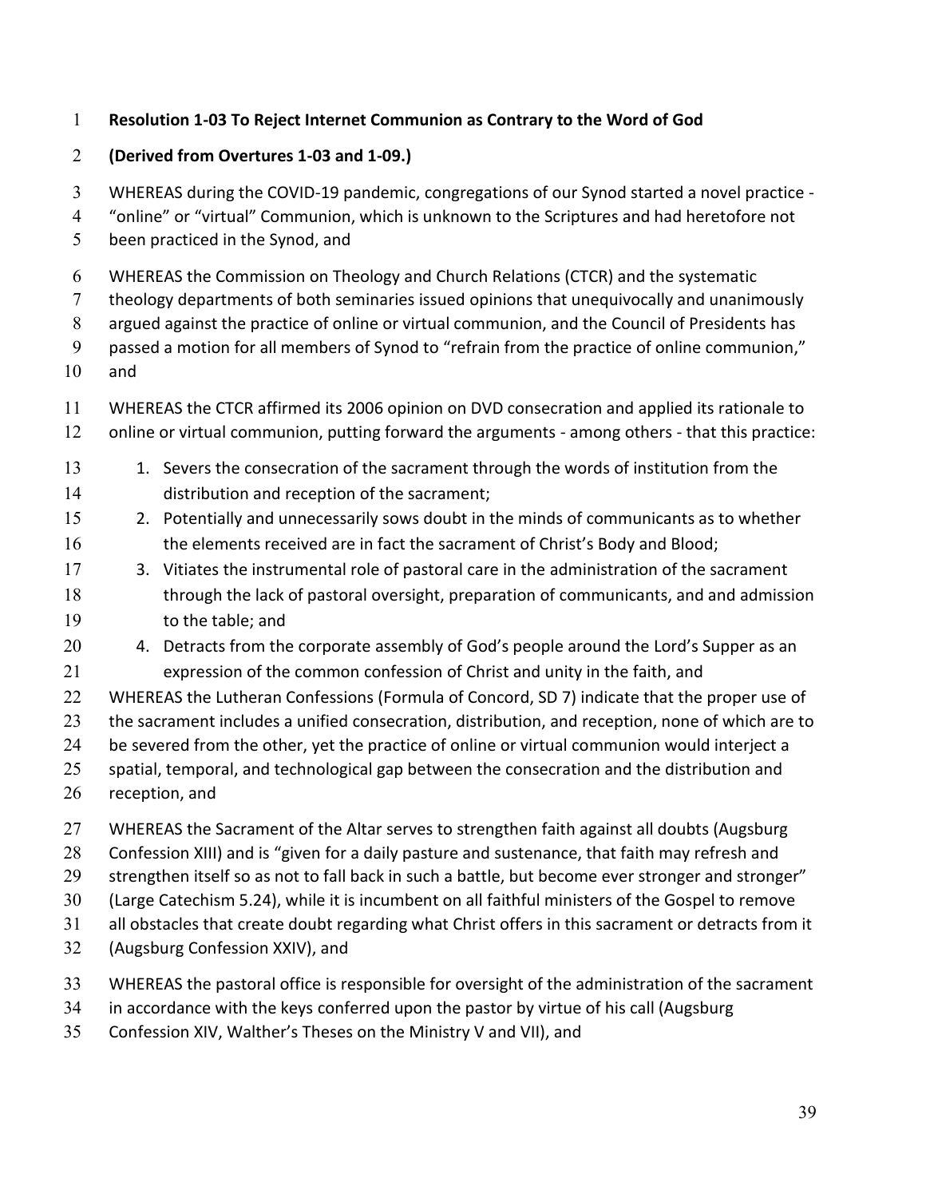**Resolution 1-03 To Reject Internet Communion as Contrary to the Word of God**

**(Derived from Overtures 1-03 and 1-09.)**

WHEREAS during the COVID-19 pandemic, congregations of our Synod started a novel practice - "online" or "virtual" Communion, which is unknown to the Scriptures and had heretofore not been practiced in the Synod, and

WHEREAS the Commission on Theology and Church Relations (CTCR) and the systematic theology departments of both seminaries issued opinions that unequivocally and unanimously argued against the practice of online or virtual communion, and the Council of Presidents has passed a motion for all members of Synod to "refrain from the practice of online communion," and

WHEREAS the CTCR affirmed its 2006 opinion on DVD consecration and applied its rationale to online or virtual communion, putting forward the arguments - among others - that this practice:

1. Severs the consecration of the sacrament through the words of institution from the distribution and reception of the sacrament;
2. Potentially and unnecessarily sows doubt in the minds of communicants as to whether the elements received are in fact the sacrament of Christ's Body and Blood;
3. Vitiates the instrumental role of pastoral care in the administration of the sacrament through the lack of pastoral oversight, preparation of communicants, and and admission to the table; and
4. Detracts from the corporate assembly of God's people around the Lord's Supper as an expression of the common confession of Christ and unity in the faith, and

WHEREAS the Lutheran Confessions (Formula of Concord, SD 7) indicate that the proper use of the sacrament includes a unified consecration, distribution, and reception, none of which are to be severed from the other, yet the practice of online or virtual communion would interject a spatial, temporal, and technological gap between the consecration and the distribution and reception, and

WHEREAS the Sacrament of the Altar serves to strengthen faith against all doubts (Augsburg Confession XIII) and is "given for a daily pasture and sustenance, that faith may refresh and strengthen itself so as not to fall back in such a battle, but become ever stronger and stronger" (Large Catechism 5.24), while it is incumbent on all faithful ministers of the Gospel to remove all obstacles that create doubt regarding what Christ offers in this sacrament or detracts from it (Augsburg Confession XXIV), and

WHEREAS the pastoral office is responsible for oversight of the administration of the sacrament in accordance with the keys conferred upon the pastor by virtue of his call (Augsburg Confession XIV, Walther's Theses on the Ministry V and VII), and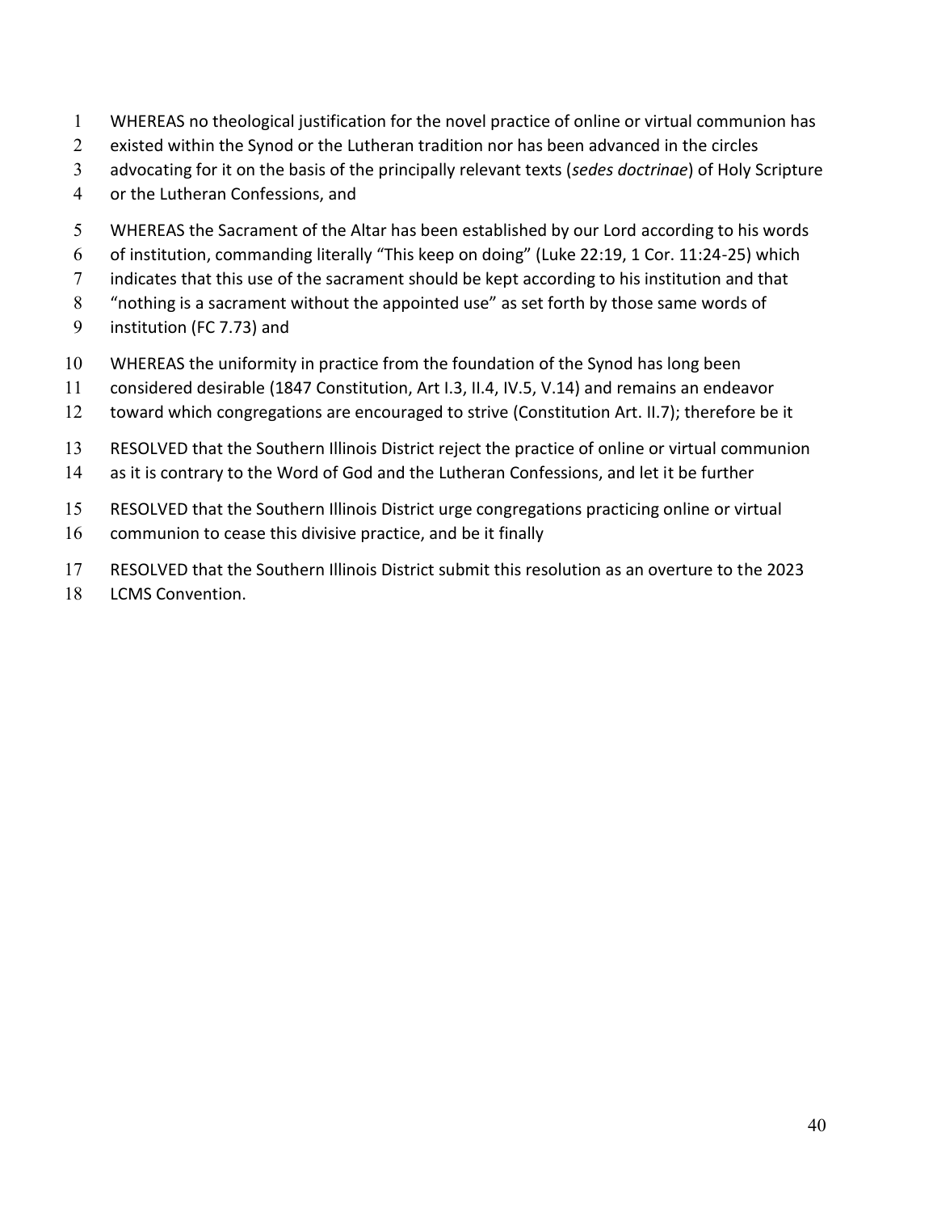WHEREAS no theological justification for the novel practice of online or virtual communion has existed within the Synod or the Lutheran tradition nor has been advanced in the circles advocating for it on the basis of the principally relevant texts (*sedes doctrinae*) of Holy Scripture or the Lutheran Confessions, and

WHEREAS the Sacrament of the Altar has been established by our Lord according to his words of institution, commanding literally "This keep on doing" (Luke 22:19, 1 Cor. 11:24-25) which indicates that this use of the sacrament should be kept according to his institution and that "nothing is a sacrament without the appointed use" as set forth by those same words of institution (FC 7.73) and

WHEREAS the uniformity in practice from the foundation of the Synod has long been considered desirable (1847 Constitution, Art I.3, II.4, IV.5, V.14) and remains an endeavor toward which congregations are encouraged to strive (Constitution Art. II.7); therefore be it

RESOLVED that the Southern Illinois District reject the practice of online or virtual communion as it is contrary to the Word of God and the Lutheran Confessions, and let it be further

RESOLVED that the Southern Illinois District urge congregations practicing online or virtual communion to cease this divisive practice, and be it finally

RESOLVED that the Southern Illinois District submit this resolution as an overture to the 2023 LCMS Convention.